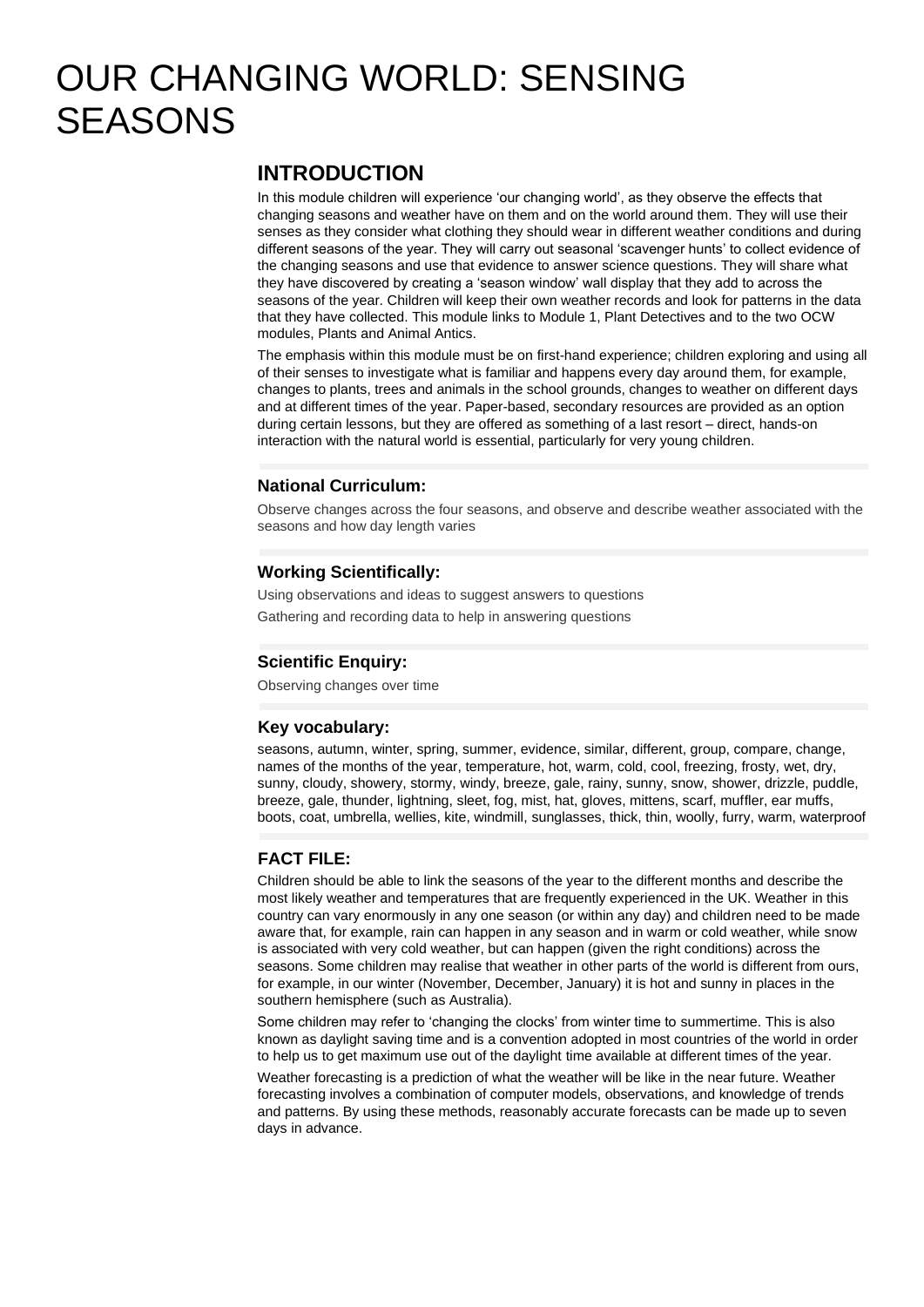# OUR CHANGING WORLD: SENSING SEASONS

## INTRODUCTION

In this module children will experience 'our changing world', as they observe the effects that changing seasons and weather have on them and on the world around them. They will use their senses as they consider what clothing they should wear in different weather conditions and during different seasons of the year. They will carry out seasonal 'scavenger hunts' to collect evidence of the changing seasons and use that evidence to answer science questions. They will share what they have discovered by creating a 'season window' wall display that they add to across the seasons of the year. Children will keep their own weather records and look for patterns in the data that they have collected. This module links to Module 1, Plant Detectives and to the two OCW modules, Plants and Animal Antics.

The emphasis within this module must be on first-hand experience; children exploring and using all of their senses to investigate what is familiar and happens every day around them, for example, changes to plants, trees and animals in the school grounds, changes to weather on different days and at different times of the year. Paper-based, secondary resources are provided as an option during certain lessons, but they are offered as something of a last resort – direct, hands-on interaction with the natural world is essential, particularly for very young children.

### National Curriculum:

Observe changes across the four seasons, and observe and describe weather associated with the seasons and how day length varies

### Working Scientifically:

Using observations and ideas to suggest answers to questions

Gathering and recording data to help in answering questions

### Scientific Enquiry:

Observing changes over time

### Key vocabulary:

seasons, autumn, winter, spring, summer, evidence, similar, different, group, compare, change, names of the months of the year, temperature, hot, warm, cold, cool, freezing, frosty, wet, dry, sunny, cloudy, showery, stormy, windy, breeze, gale, rainy, sunny, snow, shower, drizzle, puddle, breeze, gale, thunder, lightning, sleet, fog, mist, hat, gloves, mittens, scarf, muffler, ear muffs, boots, coat, umbrella, wellies, kite, windmill, sunglasses, thick, thin, woolly, furry, warm, waterproof

### FACT FILE:

Children should be able to link the seasons of the year to the different months and describe the most likely weather and temperatures that are frequently experienced in the UK. Weather in this country can vary enormously in any one season (or within any day) and children need to be made aware that, for example, rain can happen in any season and in warm or cold weather, while snow is associated with very cold weather, but can happen (given the right conditions) across the seasons. Some children may realise that weather in other parts of the world is different from ours, for example, in our winter (November, December, January) it is hot and sunny in places in the southern hemisphere (such as Australia).

Some children may refer to 'changing the clocks' from winter time to summertime. This is also known as daylight saving time and is a convention adopted in most countries of the world in order to help us to get maximum use out of the daylight time available at different times of the year.

Weather forecasting is a prediction of what the weather will be like in the near future. Weather forecasting involves a combination of computer models, observations, and knowledge of trends and patterns. By using these methods, reasonably accurate forecasts can be made up to seven days in advance.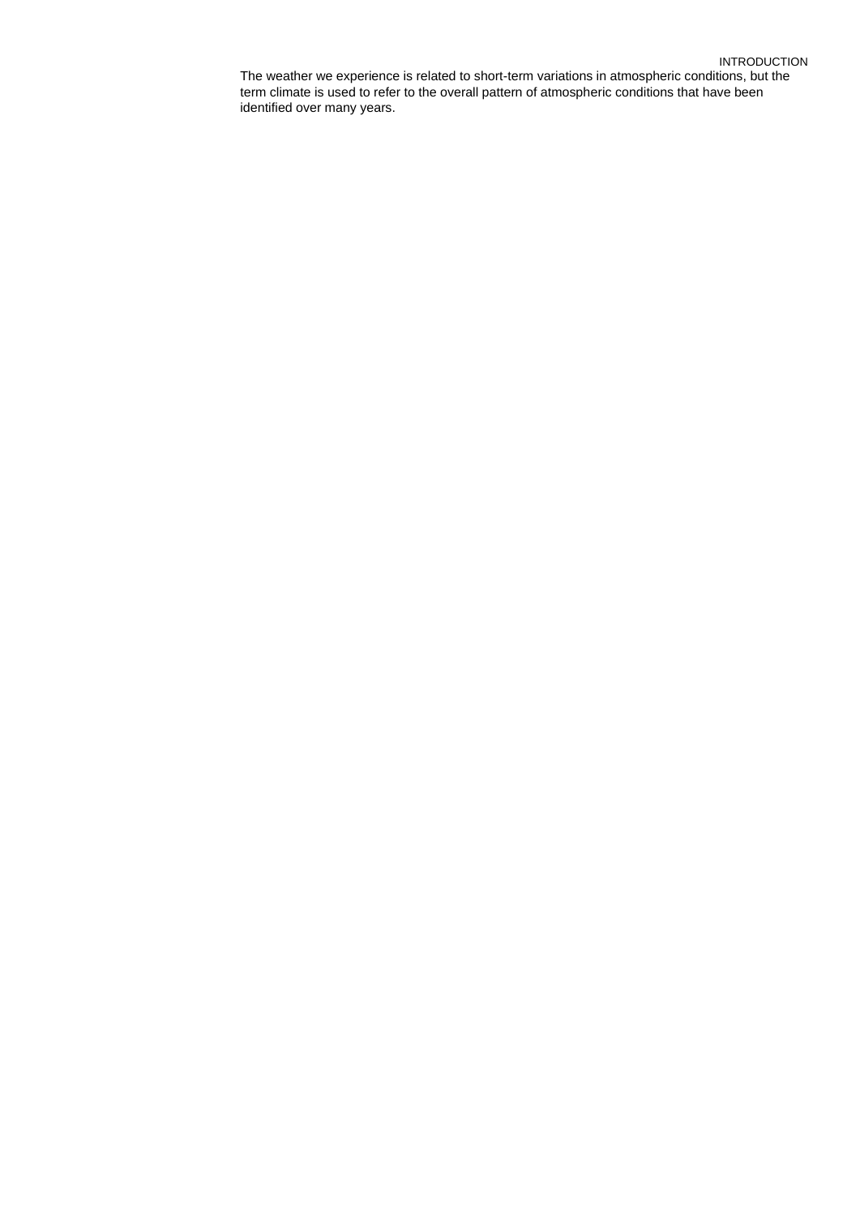The weather we experience is related to short-term variations in atmospheric conditions, but the term climate is used to refer to the overall pattern of atmospheric conditions that have been identified over many years.